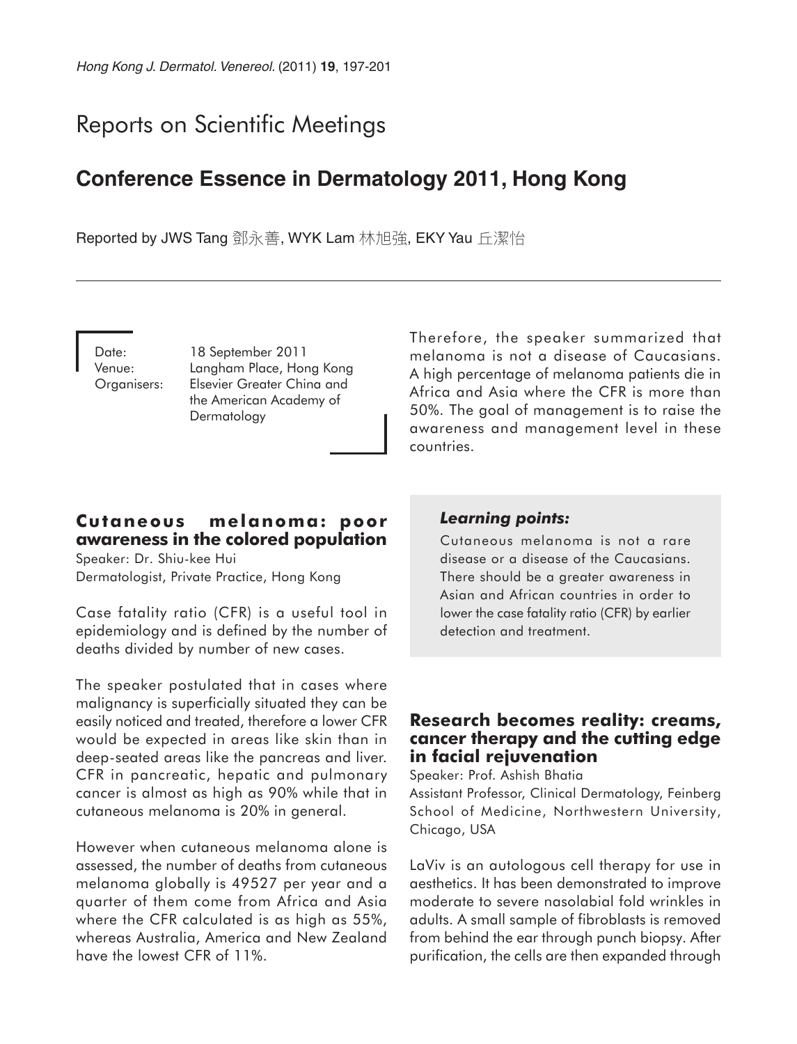# Reports on Scientific Meetings

## Conference Essence in Dermatology 2011, Hong Kong

Reported by JWS Tang 鄧永善, WYK Lam 林旭強, EKY Yau 丘潔怡

Date: 18 September 2011
Venue: Langham Place, Hong Kong
Organisers: Elsevier Greater China and the American Academy of Dermatology

### Cutaneous melanoma: poor awareness in the colored population

Speaker: Dr. Shiu-kee Hui
Dermatologist, Private Practice, Hong Kong

Case fatality ratio (CFR) is a useful tool in epidemiology and is defined by the number of deaths divided by number of new cases.

The speaker postulated that in cases where malignancy is superficially situated they can be easily noticed and treated, therefore a lower CFR would be expected in areas like skin than in deep-seated areas like the pancreas and liver. CFR in pancreatic, hepatic and pulmonary cancer is almost as high as 90% while that in cutaneous melanoma is 20% in general.

However when cutaneous melanoma alone is assessed, the number of deaths from cutaneous melanoma globally is 49527 per year and a quarter of them come from Africa and Asia where the CFR calculated is as high as 55%, whereas Australia, America and New Zealand have the lowest CFR of 11%.

Therefore, the speaker summarized that melanoma is not a disease of Caucasians. A high percentage of melanoma patients die in Africa and Asia where the CFR is more than 50%. The goal of management is to raise the awareness and management level in these countries.

> ***Learning points:***
>
> Cutaneous melanoma is not a rare disease or a disease of the Caucasians. There should be a greater awareness in Asian and African countries in order to lower the case fatality ratio (CFR) by earlier detection and treatment.

### Research becomes reality: creams, cancer therapy and the cutting edge in facial rejuvenation

Speaker: Prof. Ashish Bhatia
Assistant Professor, Clinical Dermatology, Feinberg School of Medicine, Northwestern University, Chicago, USA

LaViv is an autologous cell therapy for use in aesthetics. It has been demonstrated to improve moderate to severe nasolabial fold wrinkles in adults. A small sample of fibroblasts is removed from behind the ear through punch biopsy. After purification, the cells are then expanded through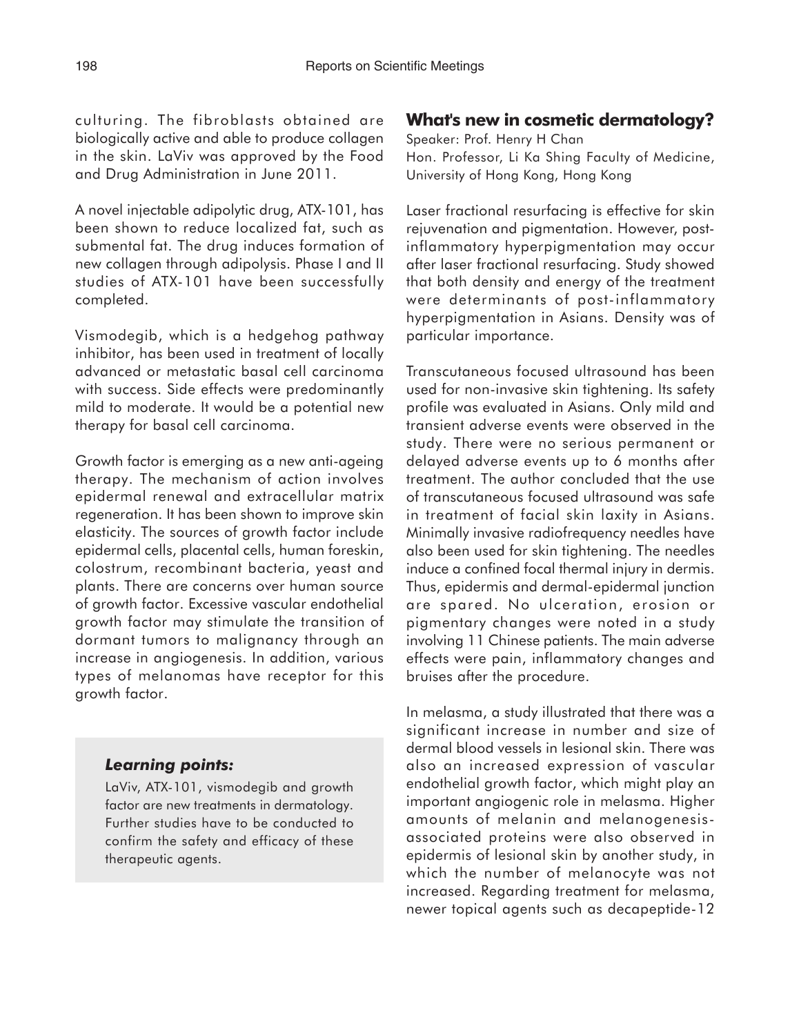culturing. The fibroblasts obtained are biologically active and able to produce collagen in the skin. LaViv was approved by the Food and Drug Administration in June 2011.

A novel injectable adipolytic drug, ATX-101, has been shown to reduce localized fat, such as submental fat. The drug induces formation of new collagen through adipolysis. Phase I and II studies of ATX-101 have been successfully completed.

Vismodegib, which is a hedgehog pathway inhibitor, has been used in treatment of locally advanced or metastatic basal cell carcinoma with success. Side effects were predominantly mild to moderate. It would be a potential new therapy for basal cell carcinoma.

Growth factor is emerging as a new anti-ageing therapy. The mechanism of action involves epidermal renewal and extracellular matrix regeneration. It has been shown to improve skin elasticity. The sources of growth factor include epidermal cells, placental cells, human foreskin, colostrum, recombinant bacteria, yeast and plants. There are concerns over human source of growth factor. Excessive vascular endothelial growth factor may stimulate the transition of dormant tumors to malignancy through an increase in angiogenesis. In addition, various types of melanomas have receptor for this growth factor.

> ***Learning points:***
>
> LaViv, ATX-101, vismodegib and growth factor are new treatments in dermatology. Further studies have to be conducted to confirm the safety and efficacy of these therapeutic agents.

## What's new in cosmetic dermatology?

Speaker: Prof. Henry H Chan
Hon. Professor, Li Ka Shing Faculty of Medicine, University of Hong Kong, Hong Kong

Laser fractional resurfacing is effective for skin rejuvenation and pigmentation. However, post-inflammatory hyperpigmentation may occur after laser fractional resurfacing. Study showed that both density and energy of the treatment were determinants of post-inflammatory hyperpigmentation in Asians. Density was of particular importance.

Transcutaneous focused ultrasound has been used for non-invasive skin tightening. Its safety profile was evaluated in Asians. Only mild and transient adverse events were observed in the study. There were no serious permanent or delayed adverse events up to 6 months after treatment. The author concluded that the use of transcutaneous focused ultrasound was safe in treatment of facial skin laxity in Asians. Minimally invasive radiofrequency needles have also been used for skin tightening. The needles induce a confined focal thermal injury in dermis. Thus, epidermis and dermal-epidermal junction are spared. No ulceration, erosion or pigmentary changes were noted in a study involving 11 Chinese patients. The main adverse effects were pain, inflammatory changes and bruises after the procedure.

In melasma, a study illustrated that there was a significant increase in number and size of dermal blood vessels in lesional skin. There was also an increased expression of vascular endothelial growth factor, which might play an important angiogenic role in melasma. Higher amounts of melanin and melanogenesis-associated proteins were also observed in epidermis of lesional skin by another study, in which the number of melanocyte was not increased. Regarding treatment for melasma, newer topical agents such as decapeptide-12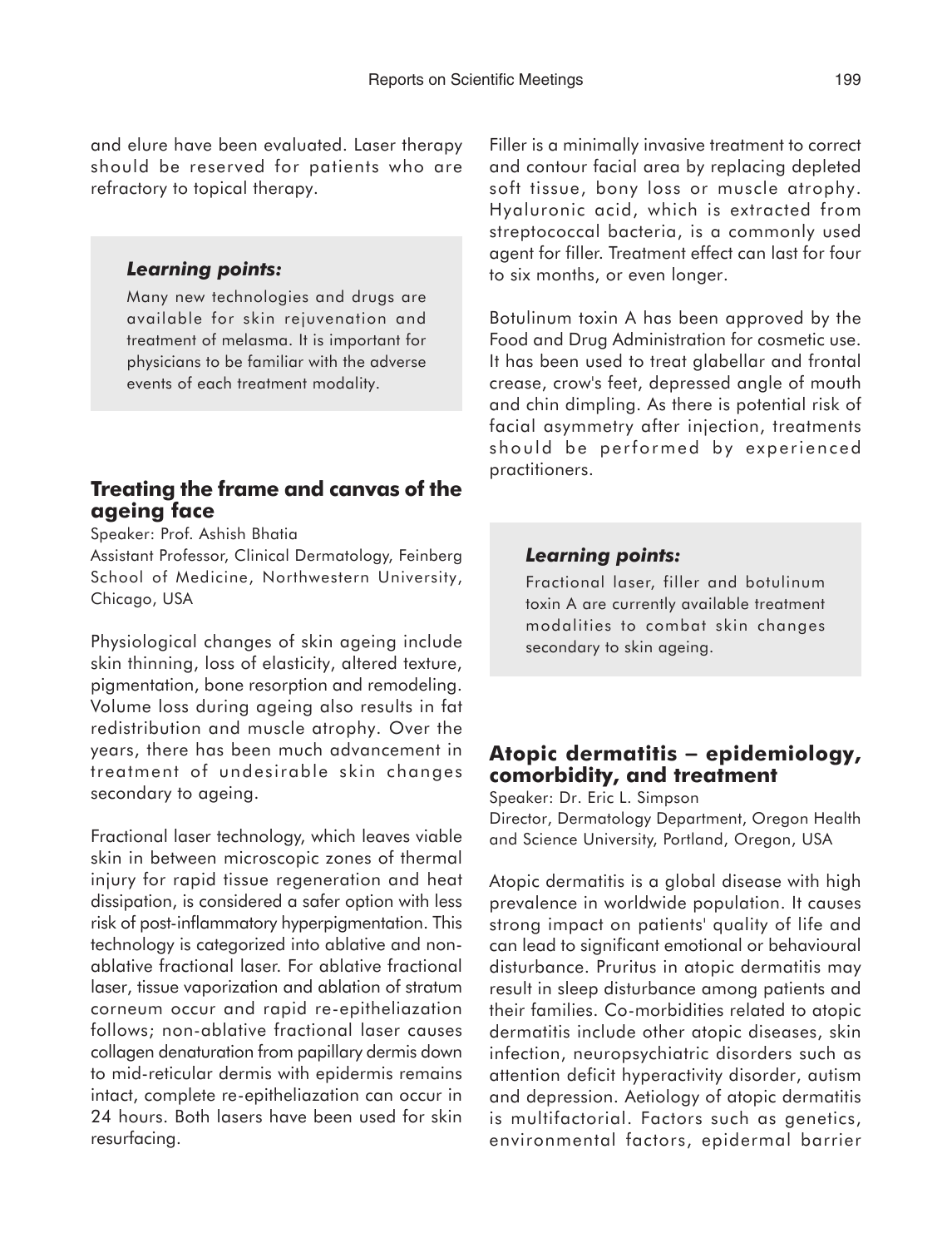and elure have been evaluated. Laser therapy should be reserved for patients who are refractory to topical therapy.

> ***Learning points:***
>
> Many new technologies and drugs are available for skin rejuvenation and treatment of melasma. It is important for physicians to be familiar with the adverse events of each treatment modality.

## Treating the frame and canvas of the ageing face

Speaker: Prof. Ashish Bhatia
Assistant Professor, Clinical Dermatology, Feinberg School of Medicine, Northwestern University, Chicago, USA

Physiological changes of skin ageing include skin thinning, loss of elasticity, altered texture, pigmentation, bone resorption and remodeling. Volume loss during ageing also results in fat redistribution and muscle atrophy. Over the years, there has been much advancement in treatment of undesirable skin changes secondary to ageing.

Fractional laser technology, which leaves viable skin in between microscopic zones of thermal injury for rapid tissue regeneration and heat dissipation, is considered a safer option with less risk of post-inflammatory hyperpigmentation. This technology is categorized into ablative and non-ablative fractional laser. For ablative fractional laser, tissue vaporization and ablation of stratum corneum occur and rapid re-epitheliazation follows; non-ablative fractional laser causes collagen denaturation from papillary dermis down to mid-reticular dermis with epidermis remains intact, complete re-epitheliazation can occur in 24 hours. Both lasers have been used for skin resurfacing.

Filler is a minimally invasive treatment to correct and contour facial area by replacing depleted soft tissue, bony loss or muscle atrophy. Hyaluronic acid, which is extracted from streptococcal bacteria, is a commonly used agent for filler. Treatment effect can last for four to six months, or even longer.

Botulinum toxin A has been approved by the Food and Drug Administration for cosmetic use. It has been used to treat glabellar and frontal crease, crow's feet, depressed angle of mouth and chin dimpling. As there is potential risk of facial asymmetry after injection, treatments should be performed by experienced practitioners.

> ***Learning points:***
>
> Fractional laser, filler and botulinum toxin A are currently available treatment modalities to combat skin changes secondary to skin ageing.

## Atopic dermatitis – epidemiology, comorbidity, and treatment

Speaker: Dr. Eric L. Simpson
Director, Dermatology Department, Oregon Health and Science University, Portland, Oregon, USA

Atopic dermatitis is a global disease with high prevalence in worldwide population. It causes strong impact on patients' quality of life and can lead to significant emotional or behavioural disturbance. Pruritus in atopic dermatitis may result in sleep disturbance among patients and their families. Co-morbidities related to atopic dermatitis include other atopic diseases, skin infection, neuropsychiatric disorders such as attention deficit hyperactivity disorder, autism and depression. Aetiology of atopic dermatitis is multifactorial. Factors such as genetics, environmental factors, epidermal barrier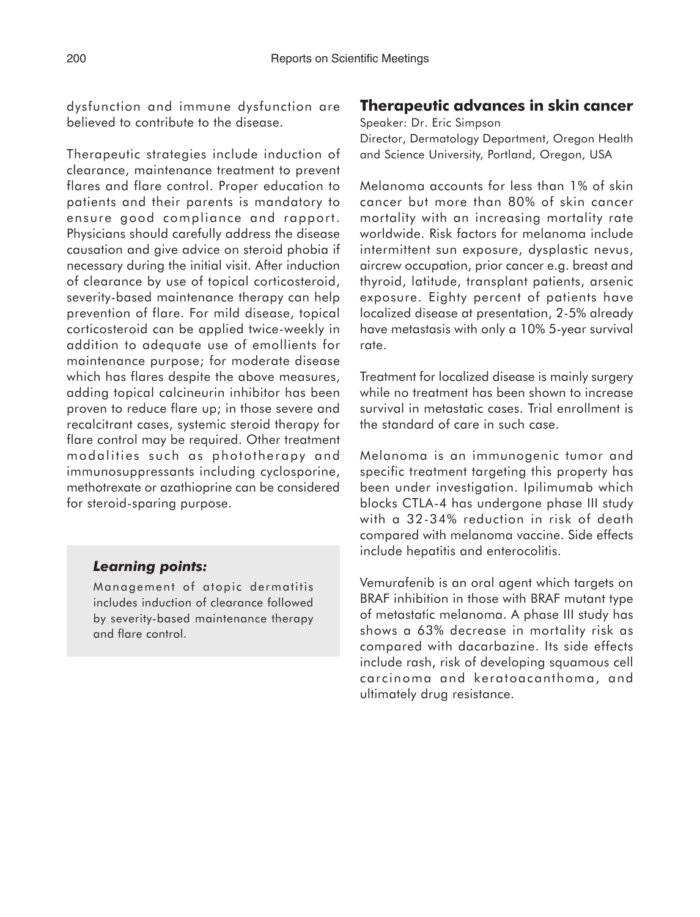dysfunction and immune dysfunction are believed to contribute to the disease.

Therapeutic strategies include induction of clearance, maintenance treatment to prevent flares and flare control. Proper education to patients and their parents is mandatory to ensure good compliance and rapport. Physicians should carefully address the disease causation and give advice on steroid phobia if necessary during the initial visit. After induction of clearance by use of topical corticosteroid, severity-based maintenance therapy can help prevention of flare. For mild disease, topical corticosteroid can be applied twice-weekly in addition to adequate use of emollients for maintenance purpose; for moderate disease which has flares despite the above measures, adding topical calcineurin inhibitor has been proven to reduce flare up; in those severe and recalcitrant cases, systemic steroid therapy for flare control may be required. Other treatment modalities such as phototherapy and immunosuppressants including cyclosporine, methotrexate or azathioprine can be considered for steroid-sparing purpose.

> ***Learning points:***
>
> Management of atopic dermatitis includes induction of clearance followed by severity-based maintenance therapy and flare control.

## Therapeutic advances in skin cancer

Speaker: Dr. Eric Simpson

Director, Dermatology Department, Oregon Health and Science University, Portland, Oregon, USA

Melanoma accounts for less than 1% of skin cancer but more than 80% of skin cancer mortality with an increasing mortality rate worldwide. Risk factors for melanoma include intermittent sun exposure, dysplastic nevus, aircrew occupation, prior cancer e.g. breast and thyroid, latitude, transplant patients, arsenic exposure. Eighty percent of patients have localized disease at presentation, 2-5% already have metastasis with only a 10% 5-year survival rate.

Treatment for localized disease is mainly surgery while no treatment has been shown to increase survival in metastatic cases. Trial enrollment is the standard of care in such case.

Melanoma is an immunogenic tumor and specific treatment targeting this property has been under investigation. Ipilimumab which blocks CTLA-4 has undergone phase III study with a 32-34% reduction in risk of death compared with melanoma vaccine. Side effects include hepatitis and enterocolitis.

Vemurafenib is an oral agent which targets on BRAF inhibition in those with BRAF mutant type of metastatic melanoma. A phase III study has shows a 63% decrease in mortality risk as compared with dacarbazine. Its side effects include rash, risk of developing squamous cell carcinoma and keratoacanthoma, and ultimately drug resistance.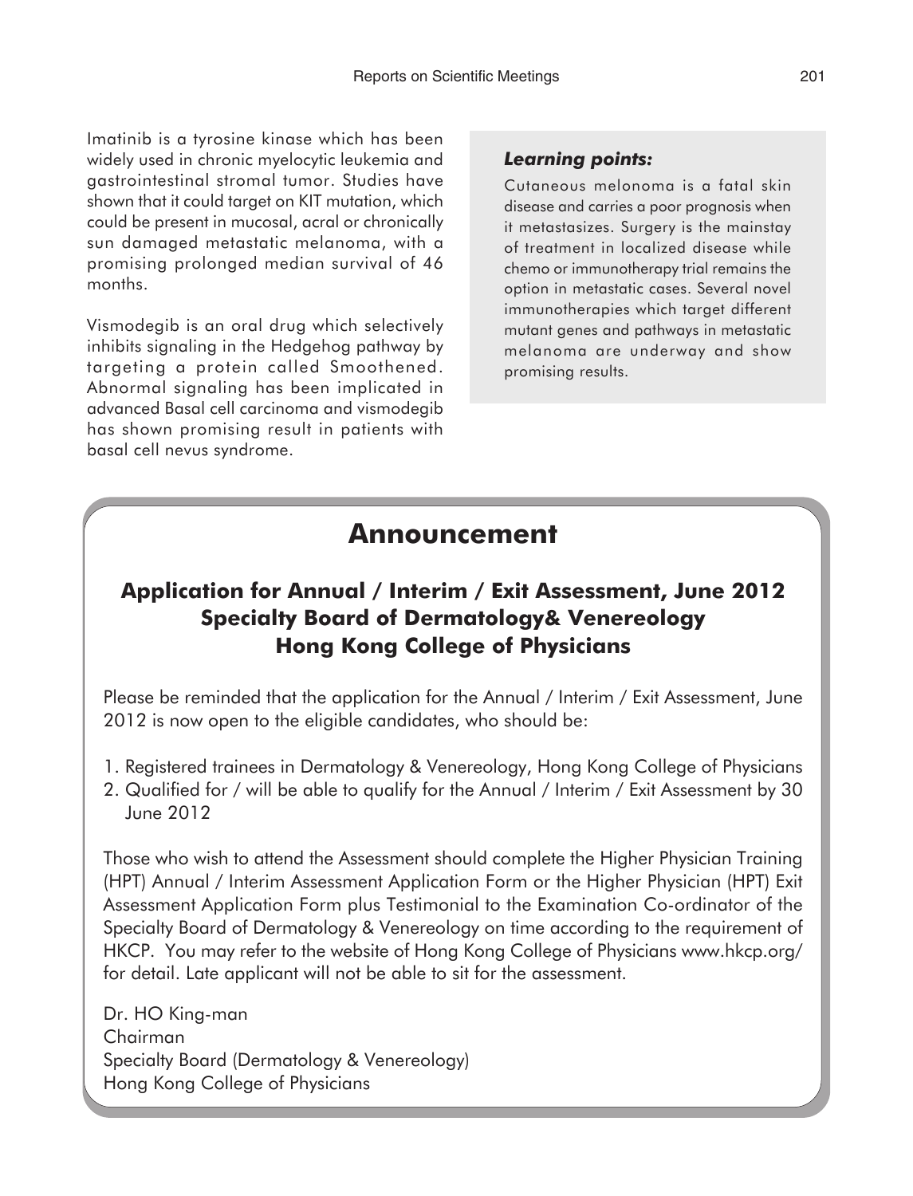Imatinib is a tyrosine kinase which has been widely used in chronic myelocytic leukemia and gastrointestinal stromal tumor. Studies have shown that it could target on KIT mutation, which could be present in mucosal, acral or chronically sun damaged metastatic melanoma, with a promising prolonged median survival of 46 months.

Vismodegib is an oral drug which selectively inhibits signaling in the Hedgehog pathway by targeting a protein called Smoothened. Abnormal signaling has been implicated in advanced Basal cell carcinoma and vismodegib has shown promising result in patients with basal cell nevus syndrome.

> ***Learning points:***
>
> *Cutaneous melonoma is a fatal skin disease and carries a poor prognosis when it metastasizes. Surgery is the mainstay of treatment in localized disease while chemo or immunotherapy trial remains the option in metastatic cases. Several novel immunotherapies which target different mutant genes and pathways in metastatic melanoma are underway and show promising results.*

# Announcement

## Application for Annual / Interim / Exit Assessment, June 2012
## Specialty Board of Dermatology& Venereology
## Hong Kong College of Physicians

Please be reminded that the application for the Annual / Interim / Exit Assessment, June 2012 is now open to the eligible candidates, who should be:

1. Registered trainees in Dermatology & Venereology, Hong Kong College of Physicians
2. Qualified for / will be able to qualify for the Annual / Interim / Exit Assessment by 30 June 2012

Those who wish to attend the Assessment should complete the Higher Physician Training (HPT) Annual / Interim Assessment Application Form or the Higher Physician (HPT) Exit Assessment Application Form plus Testimonial to the Examination Co-ordinator of the Specialty Board of Dermatology & Venereology on time according to the requirement of HKCP. You may refer to the website of Hong Kong College of Physicians www.hkcp.org/ for detail. Late applicant will not be able to sit for the assessment.

Dr. HO King-man
Chairman
Specialty Board (Dermatology & Venereology)
Hong Kong College of Physicians